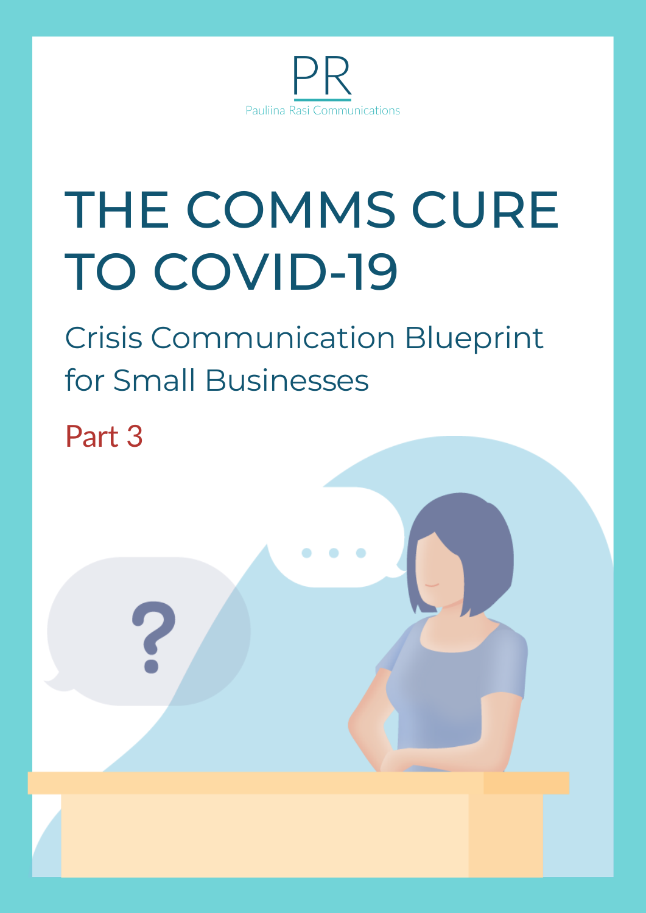PR

Pauliina Rasi Communications

# THE COMMS CURE TO COVID-19

## Crisis Communication Blueprint for Small Businesses

### Part 3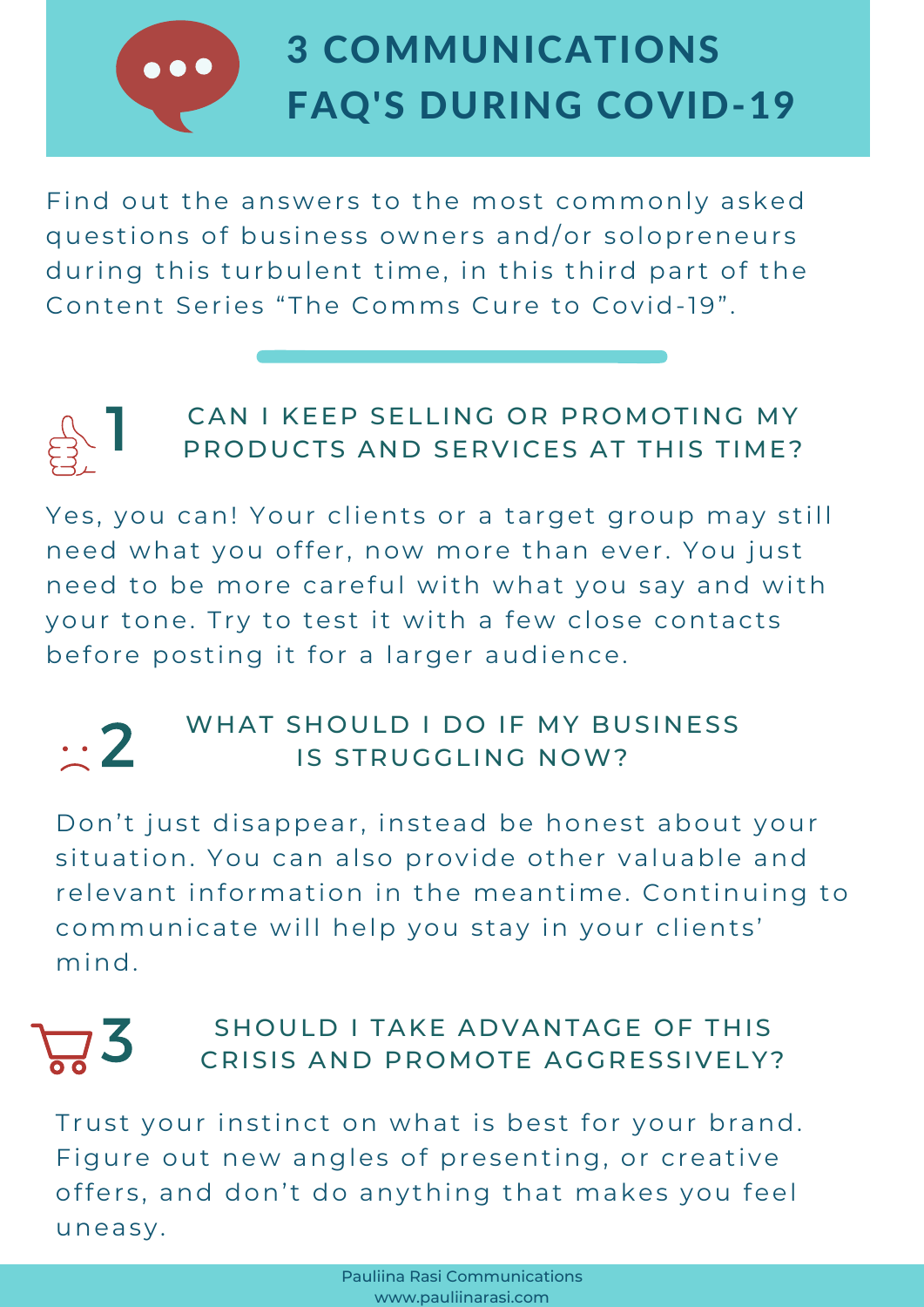# 3 COMMUNICATIONS FAQ'S DURING COVID-19

Find out the answers to the most commonly asked questions of business owners and/or solopreneurs during this turbulent time, in this third part of the Content Series “The Comms Cure to Covid-19”.

## 1 CAN I KEEP SELLING OR PROMOTING MY PRODUCTS AND SERVICES AT THIS TIME?

Yes, you can! Your clients or a target group may still need what you offer, now more than ever. You just need to be more careful with what you say and with your tone. Try to test it with a few close contacts before posting it for a larger audience.

## 2 WHAT SHOULD I DO IF MY BUSINESS IS STRUGGLING NOW?

Don’t just disappear, instead be honest about your situation. You can also provide other valuable and relevant information in the meantime. Continuing to communicate will help you stay in your clients’ mind.

## 3 SHOULD I TAKE ADVANTAGE OF THIS CRISIS AND PROMOTE AGGRESSIVELY?

Trust your instinct on what is best for your brand. Figure out new angles of presenting, or creative offers, and don’t do anything that makes you feel uneasy.

Pauliina Rasi Communications
www.pauliinarasi.com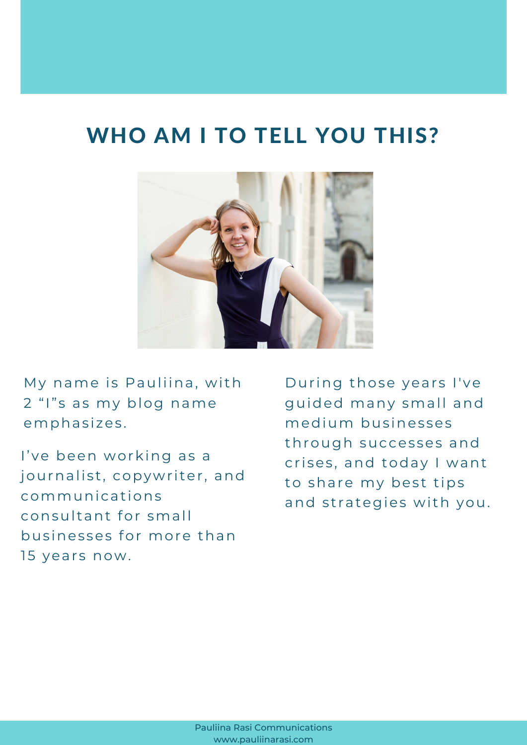# WHO AM I TO TELL YOU THIS?

My name is Pauliina, with 2 “I”s as my blog name emphasizes.

I’ve been working as a journalist, copywriter, and communications consultant for small businesses for more than 15 years now.

During those years I've guided many small and medium businesses through successes and crises, and today I want to share my best tips and strategies with you.

Pauliina Rasi Communications
www.pauliinarasi.com